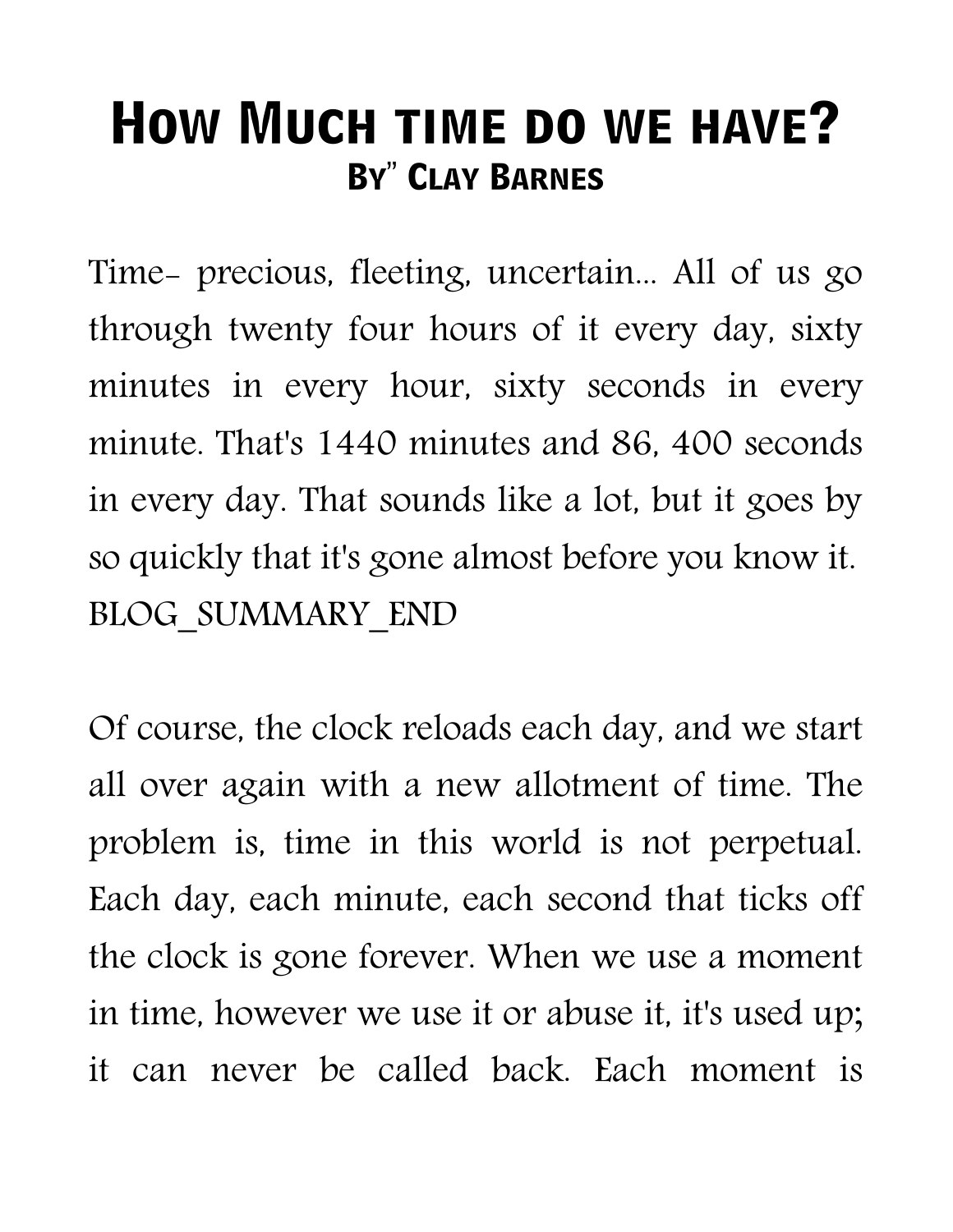# How Much time do we have?

## By" Clay Barnes

Time- precious, fleeting, uncertain... All of us go through twenty four hours of it every day, sixty minutes in every hour, sixty seconds in every minute. That's 1440 minutes and 86, 400 seconds in every day. That sounds like a lot, but it goes by so quickly that it's gone almost before you know it. BLOG_SUMMARY_END

Of course, the clock reloads each day, and we start all over again with a new allotment of time. The problem is, time in this world is not perpetual. Each day, each minute, each second that ticks off the clock is gone forever. When we use a moment in time, however we use it or abuse it, it's used up; it can never be called back. Each moment is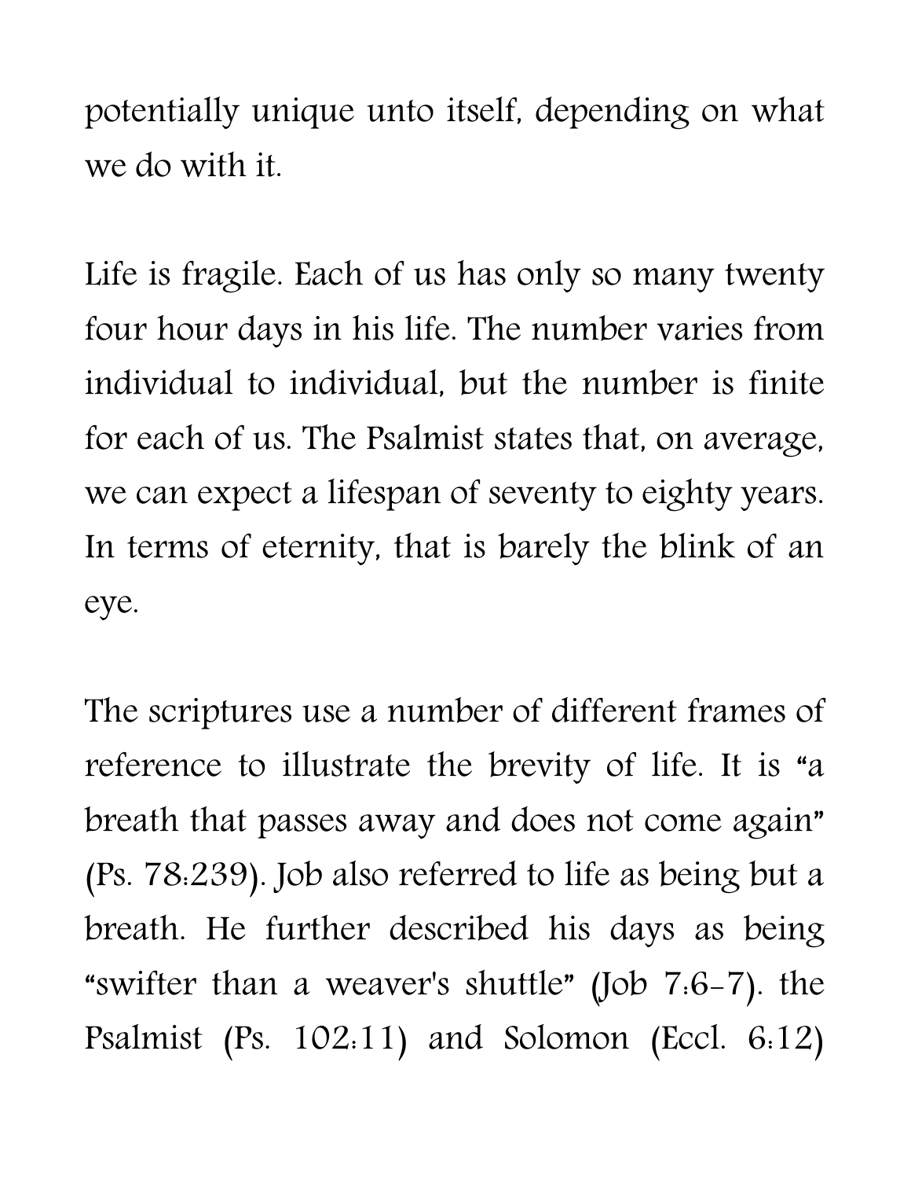potentially unique unto itself, depending on what we do with it.

Life is fragile. Each of us has only so many twenty four hour days in his life. The number varies from individual to individual, but the number is finite for each of us. The Psalmist states that, on average, we can expect a lifespan of seventy to eighty years. In terms of eternity, that is barely the blink of an eye.

The scriptures use a number of different frames of reference to illustrate the brevity of life. It is "a breath that passes away and does not come again" (Ps. 78:239). Job also referred to life as being but a breath. He further described his days as being "swifter than a weaver's shuttle" (Job 7:6-7). the Psalmist (Ps. 102:11) and Solomon (Eccl. 6:12)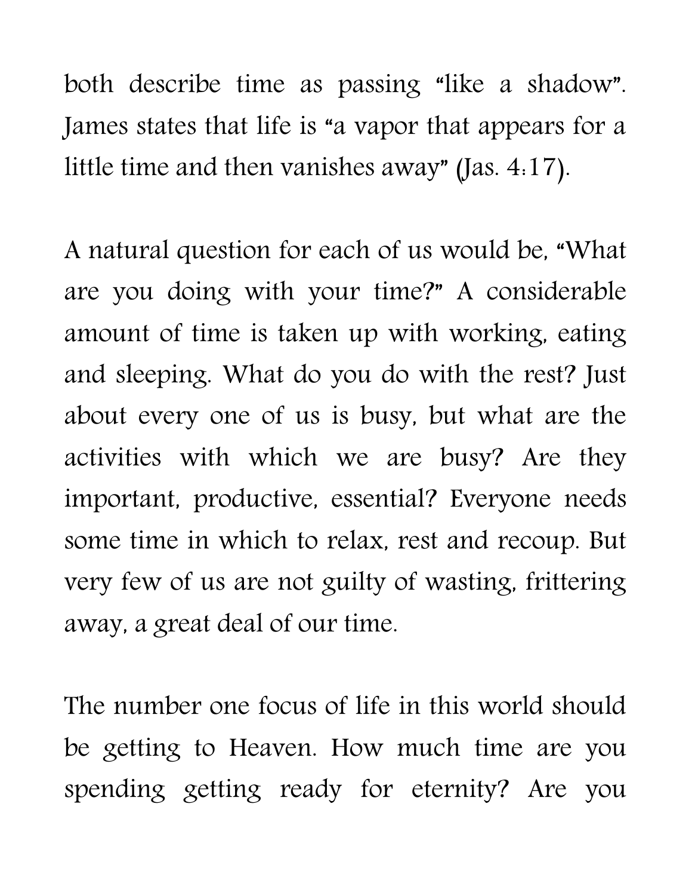both describe time as passing "like a shadow". James states that life is "a vapor that appears for a little time and then vanishes away" (Jas. 4:17).

A natural question for each of us would be, "What are you doing with your time?" A considerable amount of time is taken up with working, eating and sleeping. What do you do with the rest? Just about every one of us is busy, but what are the activities with which we are busy? Are they important, productive, essential? Everyone needs some time in which to relax, rest and recoup. But very few of us are not guilty of wasting, frittering away, a great deal of our time.

The number one focus of life in this world should be getting to Heaven. How much time are you spending getting ready for eternity? Are you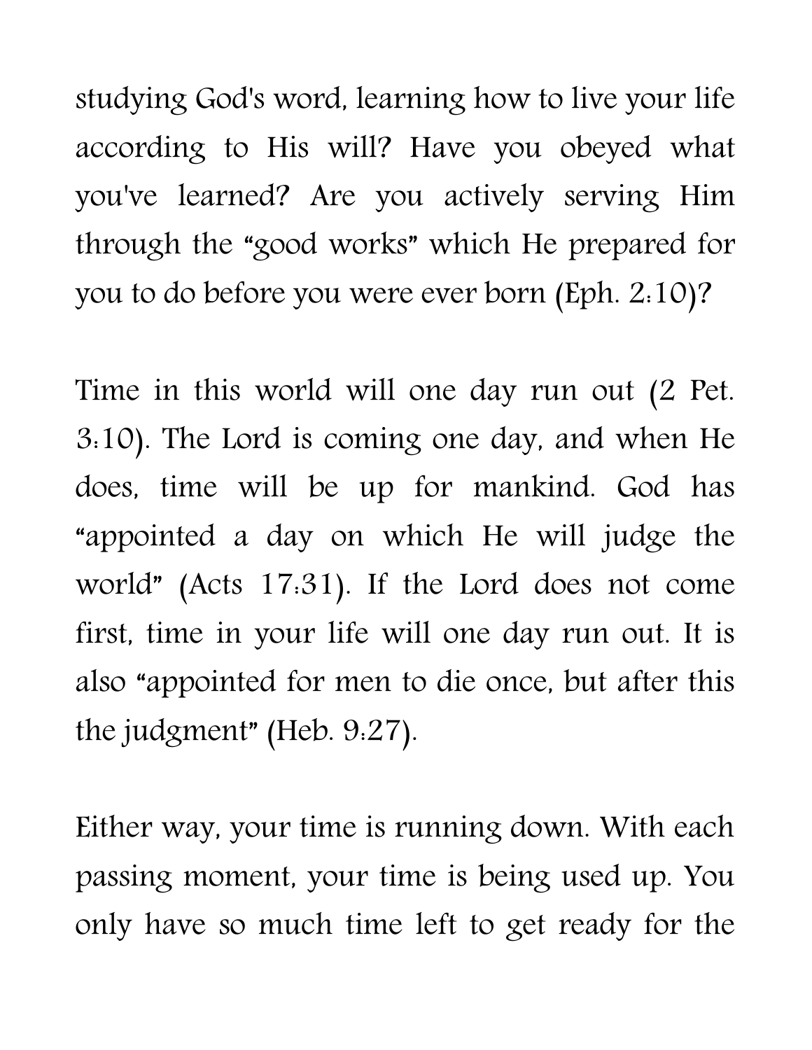studying God's word, learning how to live your life according to His will? Have you obeyed what you've learned? Are you actively serving Him through the "good works" which He prepared for you to do before you were ever born (Eph. 2:10)?

Time in this world will one day run out (2 Pet. 3:10). The Lord is coming one day, and when He does, time will be up for mankind. God has "appointed a day on which He will judge the world" (Acts 17:31). If the Lord does not come first, time in your life will one day run out. It is also "appointed for men to die once, but after this the judgment" (Heb. 9:27).

Either way, your time is running down. With each passing moment, your time is being used up. You only have so much time left to get ready for the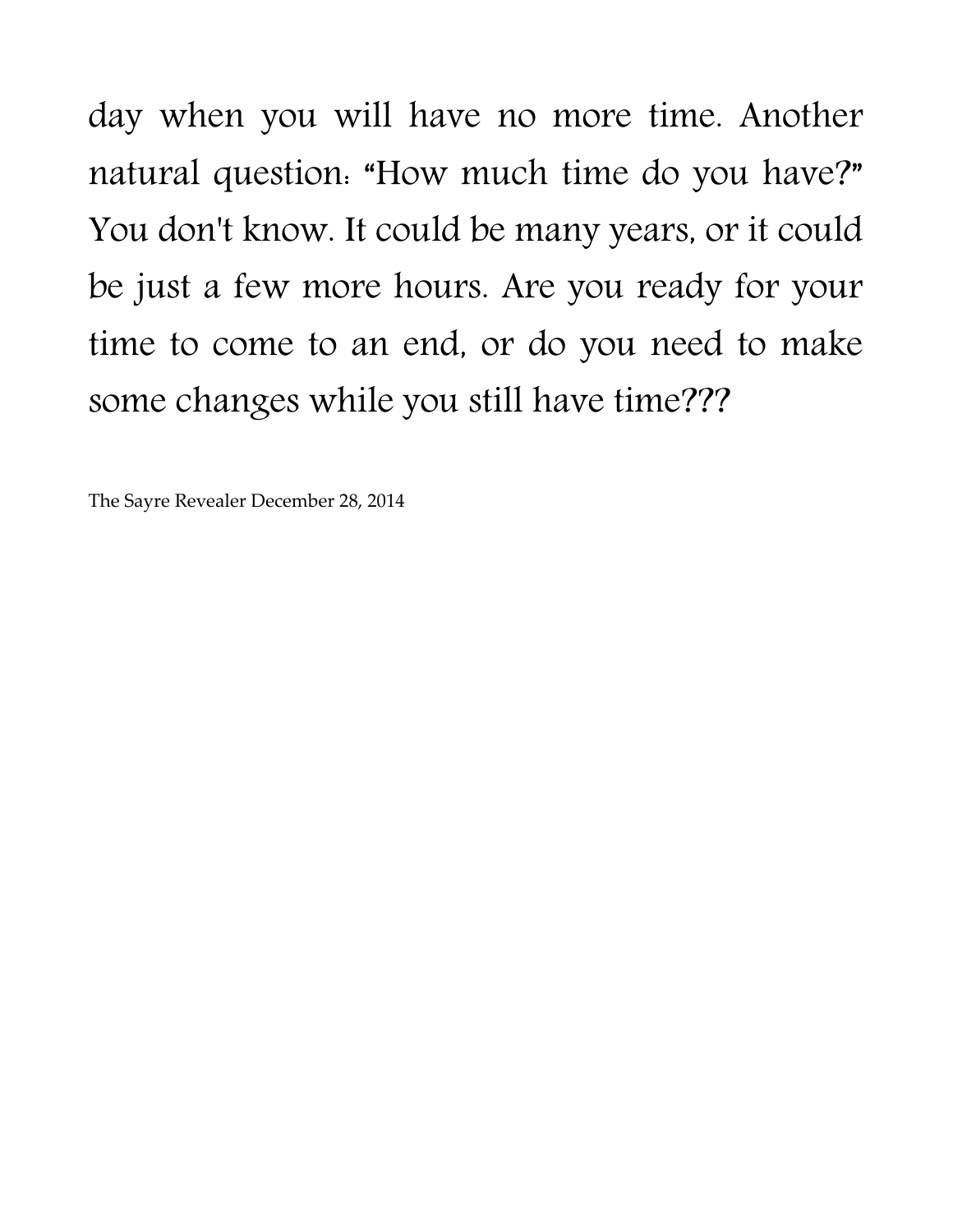day when you will have no more time. Another natural question: "How much time do you have?" You don't know. It could be many years, or it could be just a few more hours. Are you ready for your time to come to an end, or do you need to make some changes while you still have time???

The Sayre Revealer December 28, 2014